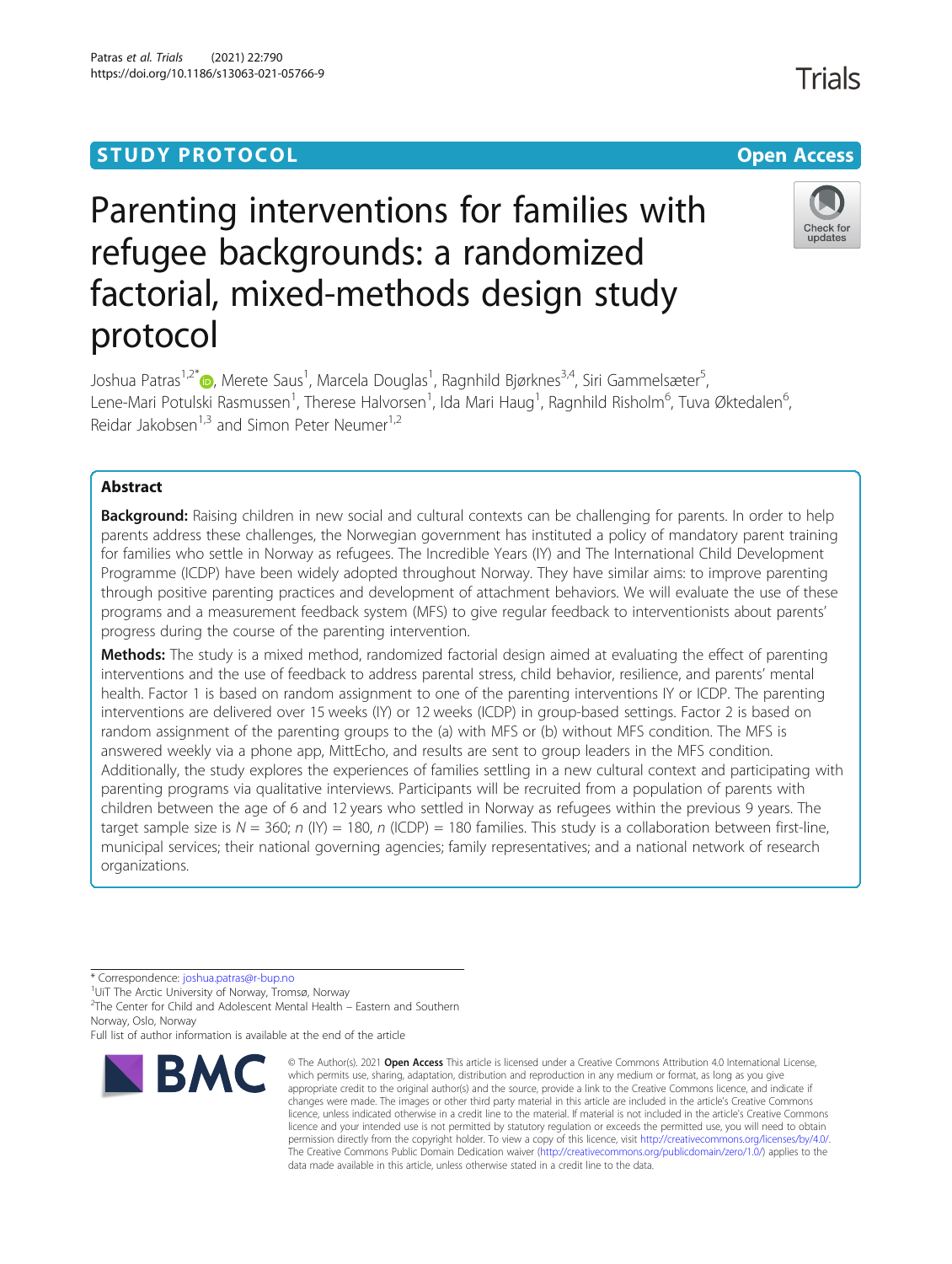STUDY PROTOCOL

Open Access

# Parenting interventions for families with refugee backgrounds: a randomized factorial, mixed-methods design study protocol

Joshua Patras[1,2*], Merete Saus[1], Marcela Douglas[1], Ragnhild Bjørknes[3,4], Siri Gammelsæter[5], Lene-Mari Potulski Rasmussen[1], Therese Halvorsen[1], Ida Mari Haug[1], Ragnhild Risholm[6], Tuva Øktedalen[6], Reidar Jakobsen[1,3] and Simon Peter Neumer[1,2]

## Abstract

**Background:** Raising children in new social and cultural contexts can be challenging for parents. In order to help parents address these challenges, the Norwegian government has instituted a policy of mandatory parent training for families who settle in Norway as refugees. The Incredible Years (IY) and The International Child Development Programme (ICDP) have been widely adopted throughout Norway. They have similar aims: to improve parenting through positive parenting practices and development of attachment behaviors. We will evaluate the use of these programs and a measurement feedback system (MFS) to give regular feedback to interventionists about parents' progress during the course of the parenting intervention.

**Methods:** The study is a mixed method, randomized factorial design aimed at evaluating the effect of parenting interventions and the use of feedback to address parental stress, child behavior, resilience, and parents' mental health. Factor 1 is based on random assignment to one of the parenting interventions IY or ICDP. The parenting interventions are delivered over 15 weeks (IY) or 12 weeks (ICDP) in group-based settings. Factor 2 is based on random assignment of the parenting groups to the (a) with MFS or (b) without MFS condition. The MFS is answered weekly via a phone app, MittEcho, and results are sent to group leaders in the MFS condition. Additionally, the study explores the experiences of families settling in a new cultural context and participating with parenting programs via qualitative interviews. Participants will be recruited from a population of parents with children between the age of 6 and 12 years who settled in Norway as refugees within the previous 9 years. The target sample size is $N = 360$; $n$ (IY) = 180, $n$ (ICDP) = 180 families. This study is a collaboration between first-line, municipal services; their national governing agencies; family representatives; and a national network of research organizations.

* Correspondence: joshua.patras@r-bup.no

[1]UiT The Arctic University of Norway, Tromsø, Norway

[2]The Center for Child and Adolescent Mental Health – Eastern and Southern Norway, Oslo, Norway

Full list of author information is available at the end of the article

© The Author(s). 2021 **Open Access** This article is licensed under a Creative Commons Attribution 4.0 International License, which permits use, sharing, adaptation, distribution and reproduction in any medium or format, as long as you give appropriate credit to the original author(s) and the source, provide a link to the Creative Commons licence, and indicate if changes were made. The images or other third party material in this article are included in the article's Creative Commons licence, unless indicated otherwise in a credit line to the material. If material is not included in the article's Creative Commons licence and your intended use is not permitted by statutory regulation or exceeds the permitted use, you will need to obtain permission directly from the copyright holder. To view a copy of this licence, visit http://creativecommons.org/licenses/by/4.0/. The Creative Commons Public Domain Dedication waiver (http://creativecommons.org/publicdomain/zero/1.0/) applies to the data made available in this article, unless otherwise stated in a credit line to the data.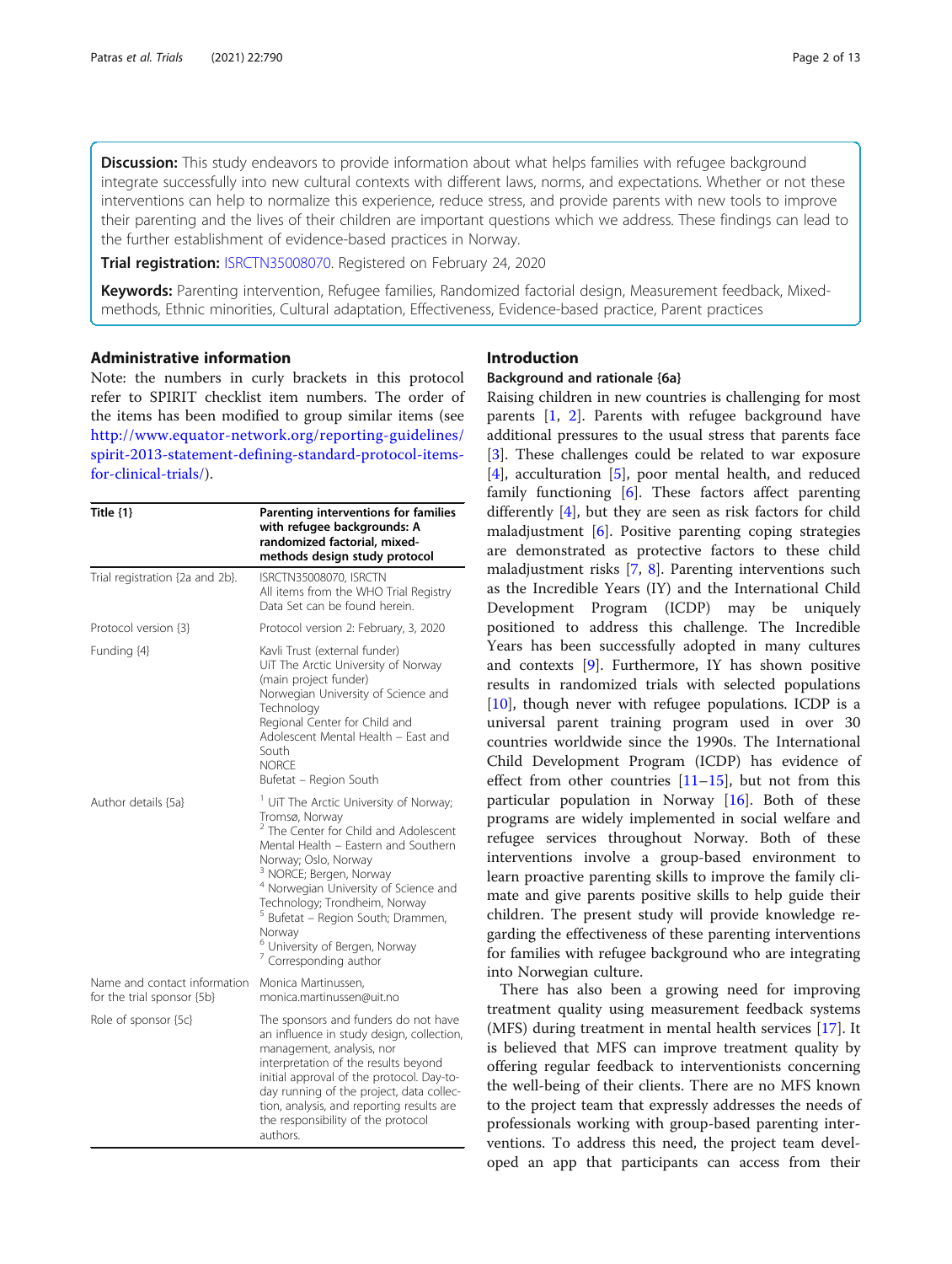**Discussion:** This study endeavors to provide information about what helps families with refugee background integrate successfully into new cultural contexts with different laws, norms, and expectations. Whether or not these interventions can help to normalize this experience, reduce stress, and provide parents with new tools to improve their parenting and the lives of their children are important questions which we address. These findings can lead to the further establishment of evidence-based practices in Norway.

**Trial registration:** ISRCTN35008070. Registered on February 24, 2020

**Keywords:** Parenting intervention, Refugee families, Randomized factorial design, Measurement feedback, Mixed-methods, Ethnic minorities, Cultural adaptation, Effectiveness, Evidence-based practice, Parent practices

## Administrative information

Note: the numbers in curly brackets in this protocol refer to SPIRIT checklist item numbers. The order of the items has been modified to group similar items (see http://www.equator-network.org/reporting-guidelines/spirit-2013-statement-defining-standard-protocol-items-for-clinical-trials/).

| Title {1} | **Parenting interventions for families with refugee backgrounds: A randomized factorial, mixed-methods design study protocol** |
|---|---|
| Trial registration {2a and 2b}. | ISRCTN35008070, ISRCTN<br>All items from the WHO Trial Registry Data Set can be found herein. |
| Protocol version {3} | Protocol version 2: February, 3, 2020 |
| Funding {4} | Kavli Trust (external funder)<br>UiT The Arctic University of Norway (main project funder)<br>Norwegian University of Science and Technology<br>Regional Center for Child and Adolescent Mental Health – East and South<br>NORCE<br>Bufetat – Region South |
| Author details {5a} | [1] UiT The Arctic University of Norway; Tromsø, Norway<br>[2] The Center for Child and Adolescent Mental Health – Eastern and Southern Norway; Oslo, Norway<br>[3] NORCE; Bergen, Norway<br>[4] Norwegian University of Science and Technology; Trondheim, Norway<br>[5] Bufetat – Region South; Drammen, Norway<br>[6] University of Bergen, Norway<br>[7] Corresponding author |
| Name and contact information for the trial sponsor {5b} | Monica Martinussen, monica.martinussen@uit.no |
| Role of sponsor {5c} | The sponsors and funders do not have an influence in study design, collection, management, analysis, nor interpretation of the results beyond initial approval of the protocol. Day-to-day running of the project, data collection, analysis, and reporting results are the responsibility of the protocol authors. |

## Introduction

### Background and rationale {6a}

Raising children in new countries is challenging for most parents [1, 2]. Parents with refugee background have additional pressures to the usual stress that parents face [3]. These challenges could be related to war exposure [4], acculturation [5], poor mental health, and reduced family functioning [6]. These factors affect parenting differently [4], but they are seen as risk factors for child maladjustment [6]. Positive parenting coping strategies are demonstrated as protective factors to these child maladjustment risks [7, 8]. Parenting interventions such as the Incredible Years (IY) and the International Child Development Program (ICDP) may be uniquely positioned to address this challenge. The Incredible Years has been successfully adopted in many cultures and contexts [9]. Furthermore, IY has shown positive results in randomized trials with selected populations [10], though never with refugee populations. ICDP is a universal parent training program used in over 30 countries worldwide since the 1990s. The International Child Development Program (ICDP) has evidence of effect from other countries [11–15], but not from this particular population in Norway [16]. Both of these programs are widely implemented in social welfare and refugee services throughout Norway. Both of these interventions involve a group-based environment to learn proactive parenting skills to improve the family climate and give parents positive skills to help guide their children. The present study will provide knowledge regarding the effectiveness of these parenting interventions for families with refugee background who are integrating into Norwegian culture.

There has also been a growing need for improving treatment quality using measurement feedback systems (MFS) during treatment in mental health services [17]. It is believed that MFS can improve treatment quality by offering regular feedback to interventionists concerning the well-being of their clients. There are no MFS known to the project team that expressly addresses the needs of professionals working with group-based parenting interventions. To address this need, the project team developed an app that participants can access from their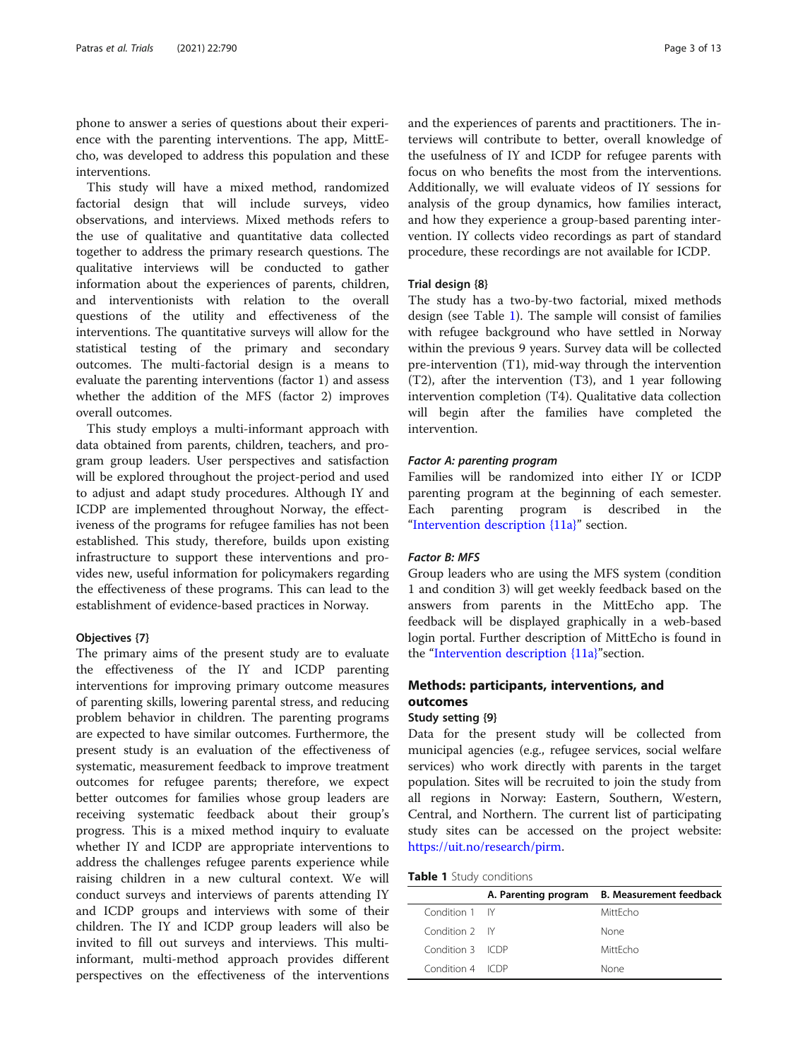phone to answer a series of questions about their experience with the parenting interventions. The app, MittEcho, was developed to address this population and these interventions.

This study will have a mixed method, randomized factorial design that will include surveys, video observations, and interviews. Mixed methods refers to the use of qualitative and quantitative data collected together to address the primary research questions. The qualitative interviews will be conducted to gather information about the experiences of parents, children, and interventionists with relation to the overall questions of the utility and effectiveness of the interventions. The quantitative surveys will allow for the statistical testing of the primary and secondary outcomes. The multi-factorial design is a means to evaluate the parenting interventions (factor 1) and assess whether the addition of the MFS (factor 2) improves overall outcomes.

This study employs a multi-informant approach with data obtained from parents, children, teachers, and program group leaders. User perspectives and satisfaction will be explored throughout the project-period and used to adjust and adapt study procedures. Although IY and ICDP are implemented throughout Norway, the effectiveness of the programs for refugee families has not been established. This study, therefore, builds upon existing infrastructure to support these interventions and provides new, useful information for policymakers regarding the effectiveness of these programs. This can lead to the establishment of evidence-based practices in Norway.

### Objectives {7}

The primary aims of the present study are to evaluate the effectiveness of the IY and ICDP parenting interventions for improving primary outcome measures of parenting skills, lowering parental stress, and reducing problem behavior in children. The parenting programs are expected to have similar outcomes. Furthermore, the present study is an evaluation of the effectiveness of systematic, measurement feedback to improve treatment outcomes for refugee parents; therefore, we expect better outcomes for families whose group leaders are receiving systematic feedback about their group's progress. This is a mixed method inquiry to evaluate whether IY and ICDP are appropriate interventions to address the challenges refugee parents experience while raising children in a new cultural context. We will conduct surveys and interviews of parents attending IY and ICDP groups and interviews with some of their children. The IY and ICDP group leaders will also be invited to fill out surveys and interviews. This multi-informant, multi-method approach provides different perspectives on the effectiveness of the interventions and the experiences of parents and practitioners. The interviews will contribute to better, overall knowledge of the usefulness of IY and ICDP for refugee parents with focus on who benefits the most from the interventions. Additionally, we will evaluate videos of IY sessions for analysis of the group dynamics, how families interact, and how they experience a group-based parenting intervention. IY collects video recordings as part of standard procedure, these recordings are not available for ICDP.

### Trial design {8}

The study has a two-by-two factorial, mixed methods design (see Table 1). The sample will consist of families with refugee background who have settled in Norway within the previous 9 years. Survey data will be collected pre-intervention (T1), mid-way through the intervention (T2), after the intervention (T3), and 1 year following intervention completion (T4). Qualitative data collection will begin after the families have completed the intervention.

#### *Factor A: parenting program*

Families will be randomized into either IY or ICDP parenting program at the beginning of each semester. Each parenting program is described in the "Intervention description {11a}" section.

#### *Factor B: MFS*

Group leaders who are using the MFS system (condition 1 and condition 3) will get weekly feedback based on the answers from parents in the MittEcho app. The feedback will be displayed graphically in a web-based login portal. Further description of MittEcho is found in the "Intervention description {11a}"section.

## Methods: participants, interventions, and outcomes

### Study setting {9}

Data for the present study will be collected from municipal agencies (e.g., refugee services, social welfare services) who work directly with parents in the target population. Sites will be recruited to join the study from all regions in Norway: Eastern, Southern, Western, Central, and Northern. The current list of participating study sites can be accessed on the project website: https://uit.no/research/pirm.

**Table 1** Study conditions

| | A. Parenting program | B. Measurement feedback |
|---|---|---|
| Condition 1 | IY | MittEcho |
| Condition 2 | IY | None |
| Condition 3 | ICDP | MittEcho |
| Condition 4 | ICDP | None |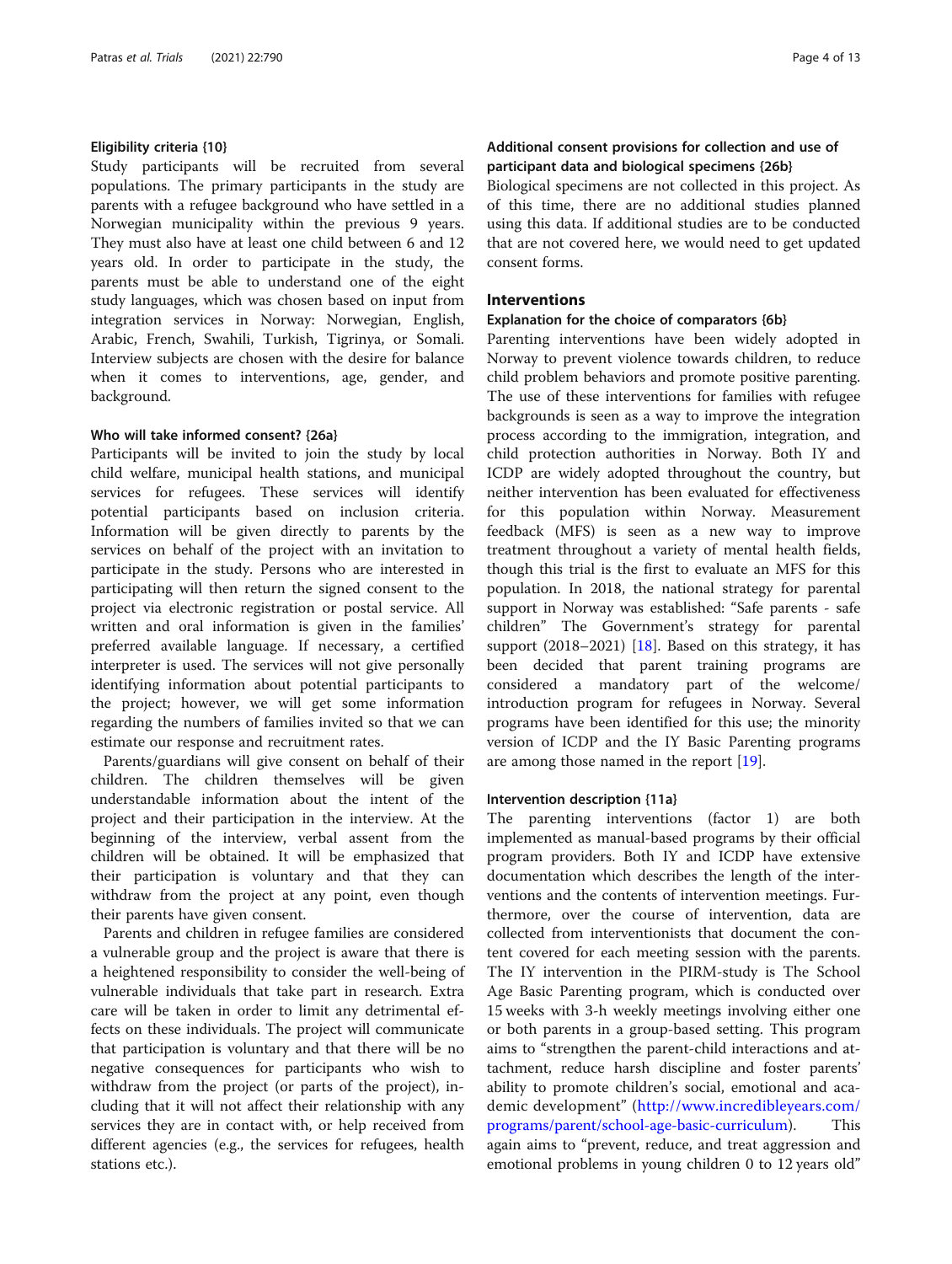### Eligibility criteria {10}

Study participants will be recruited from several populations. The primary participants in the study are parents with a refugee background who have settled in a Norwegian municipality within the previous 9 years. They must also have at least one child between 6 and 12 years old. In order to participate in the study, the parents must be able to understand one of the eight study languages, which was chosen based on input from integration services in Norway: Norwegian, English, Arabic, French, Swahili, Turkish, Tigrinya, or Somali. Interview subjects are chosen with the desire for balance when it comes to interventions, age, gender, and background.

### Who will take informed consent? {26a}

Participants will be invited to join the study by local child welfare, municipal health stations, and municipal services for refugees. These services will identify potential participants based on inclusion criteria. Information will be given directly to parents by the services on behalf of the project with an invitation to participate in the study. Persons who are interested in participating will then return the signed consent to the project via electronic registration or postal service. All written and oral information is given in the families' preferred available language. If necessary, a certified interpreter is used. The services will not give personally identifying information about potential participants to the project; however, we will get some information regarding the numbers of families invited so that we can estimate our response and recruitment rates.

Parents/guardians will give consent on behalf of their children. The children themselves will be given understandable information about the intent of the project and their participation in the interview. At the beginning of the interview, verbal assent from the children will be obtained. It will be emphasized that their participation is voluntary and that they can withdraw from the project at any point, even though their parents have given consent.

Parents and children in refugee families are considered a vulnerable group and the project is aware that there is a heightened responsibility to consider the well-being of vulnerable individuals that take part in research. Extra care will be taken in order to limit any detrimental effects on these individuals. The project will communicate that participation is voluntary and that there will be no negative consequences for participants who wish to withdraw from the project (or parts of the project), including that it will not affect their relationship with any services they are in contact with, or help received from different agencies (e.g., the services for refugees, health stations etc.).

### Additional consent provisions for collection and use of participant data and biological specimens {26b}

Biological specimens are not collected in this project. As of this time, there are no additional studies planned using this data. If additional studies are to be conducted that are not covered here, we would need to get updated consent forms.

## Interventions

### Explanation for the choice of comparators {6b}

Parenting interventions have been widely adopted in Norway to prevent violence towards children, to reduce child problem behaviors and promote positive parenting. The use of these interventions for families with refugee backgrounds is seen as a way to improve the integration process according to the immigration, integration, and child protection authorities in Norway. Both IY and ICDP are widely adopted throughout the country, but neither intervention has been evaluated for effectiveness for this population within Norway. Measurement feedback (MFS) is seen as a new way to improve treatment throughout a variety of mental health fields, though this trial is the first to evaluate an MFS for this population. In 2018, the national strategy for parental support in Norway was established: "Safe parents - safe children" The Government's strategy for parental support (2018–2021) [18]. Based on this strategy, it has been decided that parent training programs are considered a mandatory part of the welcome/introduction program for refugees in Norway. Several programs have been identified for this use; the minority version of ICDP and the IY Basic Parenting programs are among those named in the report [19].

### Intervention description {11a}

The parenting interventions (factor 1) are both implemented as manual-based programs by their official program providers. Both IY and ICDP have extensive documentation which describes the length of the interventions and the contents of intervention meetings. Furthermore, over the course of intervention, data are collected from interventionists that document the content covered for each meeting session with the parents. The IY intervention in the PIRM-study is The School Age Basic Parenting program, which is conducted over 15 weeks with 3-h weekly meetings involving either one or both parents in a group-based setting. This program aims to "strengthen the parent-child interactions and attachment, reduce harsh discipline and foster parents' ability to promote children's social, emotional and academic development" (http://www.incredibleyears.com/programs/parent/school-age-basic-curriculum). This again aims to "prevent, reduce, and treat aggression and emotional problems in young children 0 to 12 years old"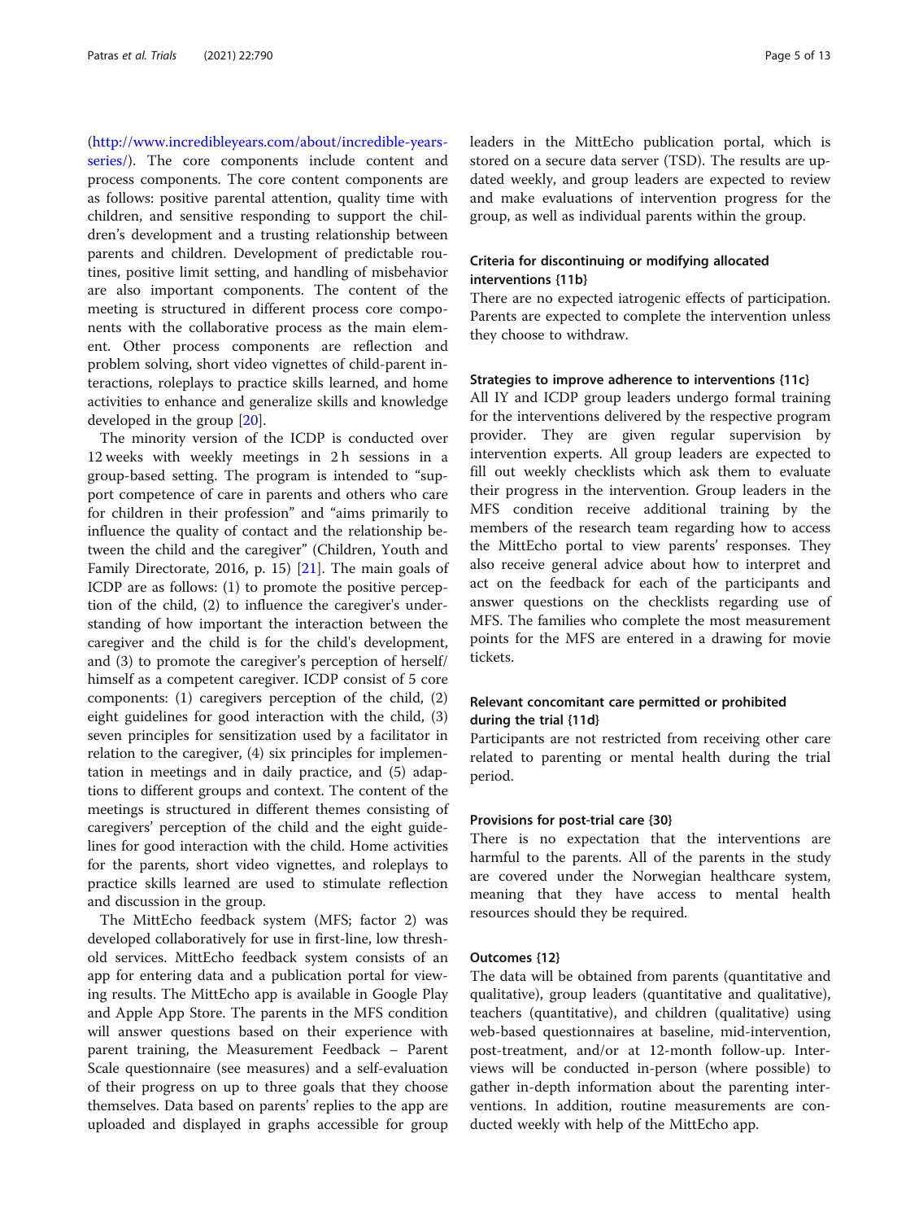(http://www.incredibleyears.com/about/incredible-years-series/). The core components include content and process components. The core content components are as follows: positive parental attention, quality time with children, and sensitive responding to support the children's development and a trusting relationship between parents and children. Development of predictable routines, positive limit setting, and handling of misbehavior are also important components. The content of the meeting is structured in different process core components with the collaborative process as the main element. Other process components are reflection and problem solving, short video vignettes of child-parent interactions, roleplays to practice skills learned, and home activities to enhance and generalize skills and knowledge developed in the group [20].

The minority version of the ICDP is conducted over 12 weeks with weekly meetings in 2 h sessions in a group-based setting. The program is intended to "support competence of care in parents and others who care for children in their profession" and "aims primarily to influence the quality of contact and the relationship between the child and the caregiver" (Children, Youth and Family Directorate, 2016, p. 15) [21]. The main goals of ICDP are as follows: (1) to promote the positive perception of the child, (2) to influence the caregiver's understanding of how important the interaction between the caregiver and the child is for the child's development, and (3) to promote the caregiver's perception of herself/himself as a competent caregiver. ICDP consist of 5 core components: (1) caregivers perception of the child, (2) eight guidelines for good interaction with the child, (3) seven principles for sensitization used by a facilitator in relation to the caregiver, (4) six principles for implementation in meetings and in daily practice, and (5) adaptations to different groups and context. The content of the meetings is structured in different themes consisting of caregivers' perception of the child and the eight guidelines for good interaction with the child. Home activities for the parents, short video vignettes, and roleplays to practice skills learned are used to stimulate reflection and discussion in the group.

The MittEcho feedback system (MFS; factor 2) was developed collaboratively for use in first-line, low threshold services. MittEcho feedback system consists of an app for entering data and a publication portal for viewing results. The MittEcho app is available in Google Play and Apple App Store. The parents in the MFS condition will answer questions based on their experience with parent training, the Measurement Feedback – Parent Scale questionnaire (see measures) and a self-evaluation of their progress on up to three goals that they choose themselves. Data based on parents' replies to the app are uploaded and displayed in graphs accessible for group leaders in the MittEcho publication portal, which is stored on a secure data server (TSD). The results are updated weekly, and group leaders are expected to review and make evaluations of intervention progress for the group, as well as individual parents within the group.

### Criteria for discontinuing or modifying allocated interventions {11b}

There are no expected iatrogenic effects of participation. Parents are expected to complete the intervention unless they choose to withdraw.

### Strategies to improve adherence to interventions {11c}

All IY and ICDP group leaders undergo formal training for the interventions delivered by the respective program provider. They are given regular supervision by intervention experts. All group leaders are expected to fill out weekly checklists which ask them to evaluate their progress in the intervention. Group leaders in the MFS condition receive additional training by the members of the research team regarding how to access the MittEcho portal to view parents' responses. They also receive general advice about how to interpret and act on the feedback for each of the participants and answer questions on the checklists regarding use of MFS. The families who complete the most measurement points for the MFS are entered in a drawing for movie tickets.

### Relevant concomitant care permitted or prohibited during the trial {11d}

Participants are not restricted from receiving other care related to parenting or mental health during the trial period.

### Provisions for post-trial care {30}

There is no expectation that the interventions are harmful to the parents. All of the parents in the study are covered under the Norwegian healthcare system, meaning that they have access to mental health resources should they be required.

### Outcomes {12}

The data will be obtained from parents (quantitative and qualitative), group leaders (quantitative and qualitative), teachers (quantitative), and children (qualitative) using web-based questionnaires at baseline, mid-intervention, post-treatment, and/or at 12-month follow-up. Interviews will be conducted in-person (where possible) to gather in-depth information about the parenting interventions. In addition, routine measurements are conducted weekly with help of the MittEcho app.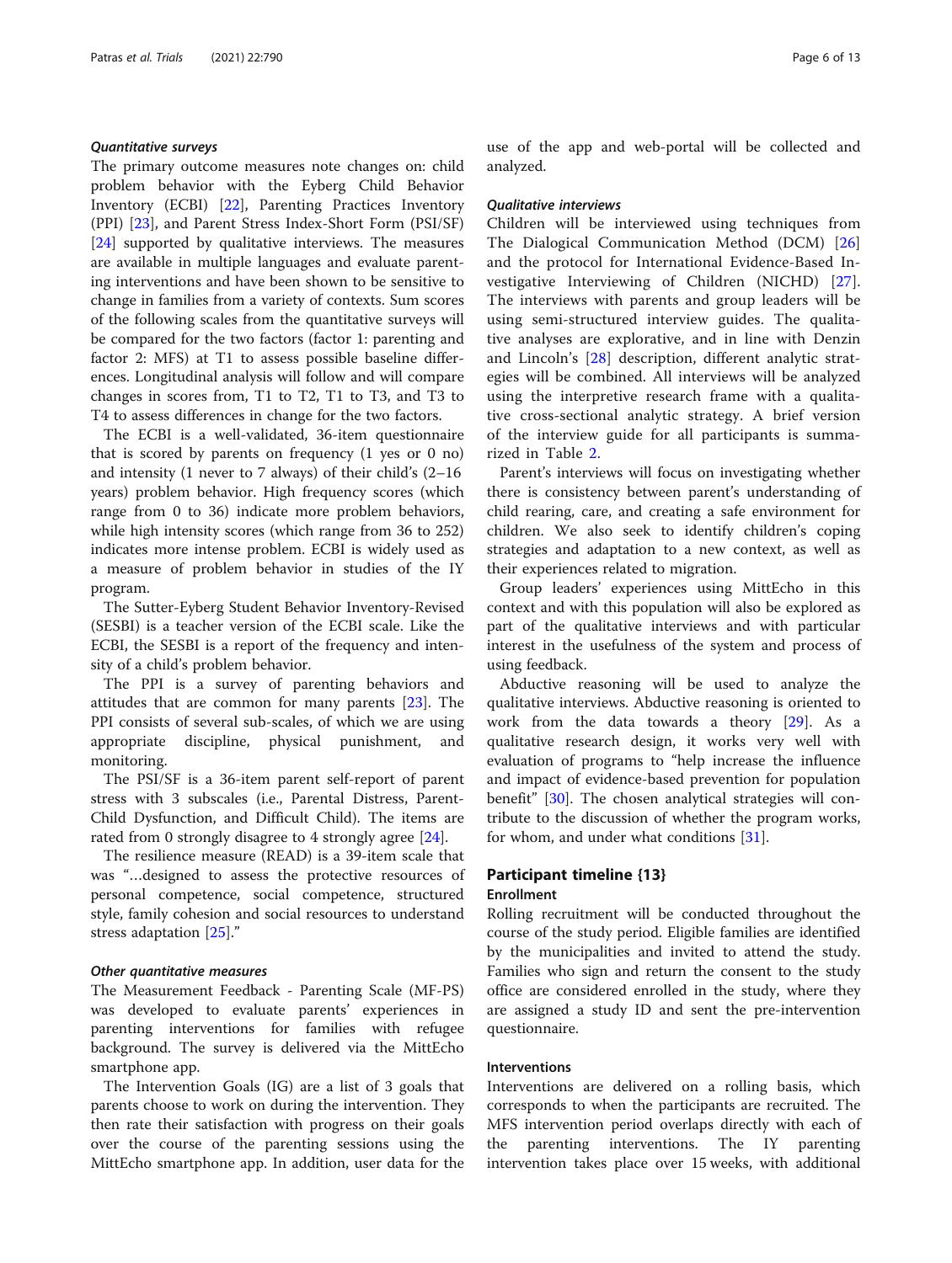#### *Quantitative surveys*

The primary outcome measures note changes on: child problem behavior with the Eyberg Child Behavior Inventory (ECBI) [22], Parenting Practices Inventory (PPI) [23], and Parent Stress Index-Short Form (PSI/SF) [24] supported by qualitative interviews. The measures are available in multiple languages and evaluate parenting interventions and have been shown to be sensitive to change in families from a variety of contexts. Sum scores of the following scales from the quantitative surveys will be compared for the two factors (factor 1: parenting and factor 2: MFS) at T1 to assess possible baseline differences. Longitudinal analysis will follow and will compare changes in scores from, T1 to T2, T1 to T3, and T3 to T4 to assess differences in change for the two factors.

The ECBI is a well-validated, 36-item questionnaire that is scored by parents on frequency (1 yes or 0 no) and intensity (1 never to 7 always) of their child's (2–16 years) problem behavior. High frequency scores (which range from 0 to 36) indicate more problem behaviors, while high intensity scores (which range from 36 to 252) indicates more intense problem. ECBI is widely used as a measure of problem behavior in studies of the IY program.

The Sutter-Eyberg Student Behavior Inventory-Revised (SESBI) is a teacher version of the ECBI scale. Like the ECBI, the SESBI is a report of the frequency and intensity of a child's problem behavior.

The PPI is a survey of parenting behaviors and attitudes that are common for many parents [23]. The PPI consists of several sub-scales, of which we are using appropriate discipline, physical punishment, and monitoring.

The PSI/SF is a 36-item parent self-report of parent stress with 3 subscales (i.e., Parental Distress, Parent-Child Dysfunction, and Difficult Child). The items are rated from 0 strongly disagree to 4 strongly agree [24].

The resilience measure (READ) is a 39-item scale that was "…designed to assess the protective resources of personal competence, social competence, structured style, family cohesion and social resources to understand stress adaptation [25]."

#### *Other quantitative measures*

The Measurement Feedback - Parenting Scale (MF-PS) was developed to evaluate parents' experiences in parenting interventions for families with refugee background. The survey is delivered via the MittEcho smartphone app.

The Intervention Goals (IG) are a list of 3 goals that parents choose to work on during the intervention. They then rate their satisfaction with progress on their goals over the course of the parenting sessions using the MittEcho smartphone app. In addition, user data for the use of the app and web-portal will be collected and analyzed.

#### *Qualitative interviews*

Children will be interviewed using techniques from The Dialogical Communication Method (DCM) [26] and the protocol for International Evidence-Based Investigative Interviewing of Children (NICHD) [27]. The interviews with parents and group leaders will be using semi-structured interview guides. The qualitative analyses are explorative, and in line with Denzin and Lincoln's [28] description, different analytic strategies will be combined. All interviews will be analyzed using the interpretive research frame with a qualitative cross-sectional analytic strategy. A brief version of the interview guide for all participants is summarized in Table 2.

Parent's interviews will focus on investigating whether there is consistency between parent's understanding of child rearing, care, and creating a safe environment for children. We also seek to identify children's coping strategies and adaptation to a new context, as well as their experiences related to migration.

Group leaders' experiences using MittEcho in this context and with this population will also be explored as part of the qualitative interviews and with particular interest in the usefulness of the system and process of using feedback.

Abductive reasoning will be used to analyze the qualitative interviews. Abductive reasoning is oriented to work from the data towards a theory [29]. As a qualitative research design, it works very well with evaluation of programs to "help increase the influence and impact of evidence-based prevention for population benefit" [30]. The chosen analytical strategies will contribute to the discussion of whether the program works, for whom, and under what conditions [31].

## Participant timeline {13}

### Enrollment

Rolling recruitment will be conducted throughout the course of the study period. Eligible families are identified by the municipalities and invited to attend the study. Families who sign and return the consent to the study office are considered enrolled in the study, where they are assigned a study ID and sent the pre-intervention questionnaire.

### Interventions

Interventions are delivered on a rolling basis, which corresponds to when the participants are recruited. The MFS intervention period overlaps directly with each of the parenting interventions. The IY parenting intervention takes place over 15 weeks, with additional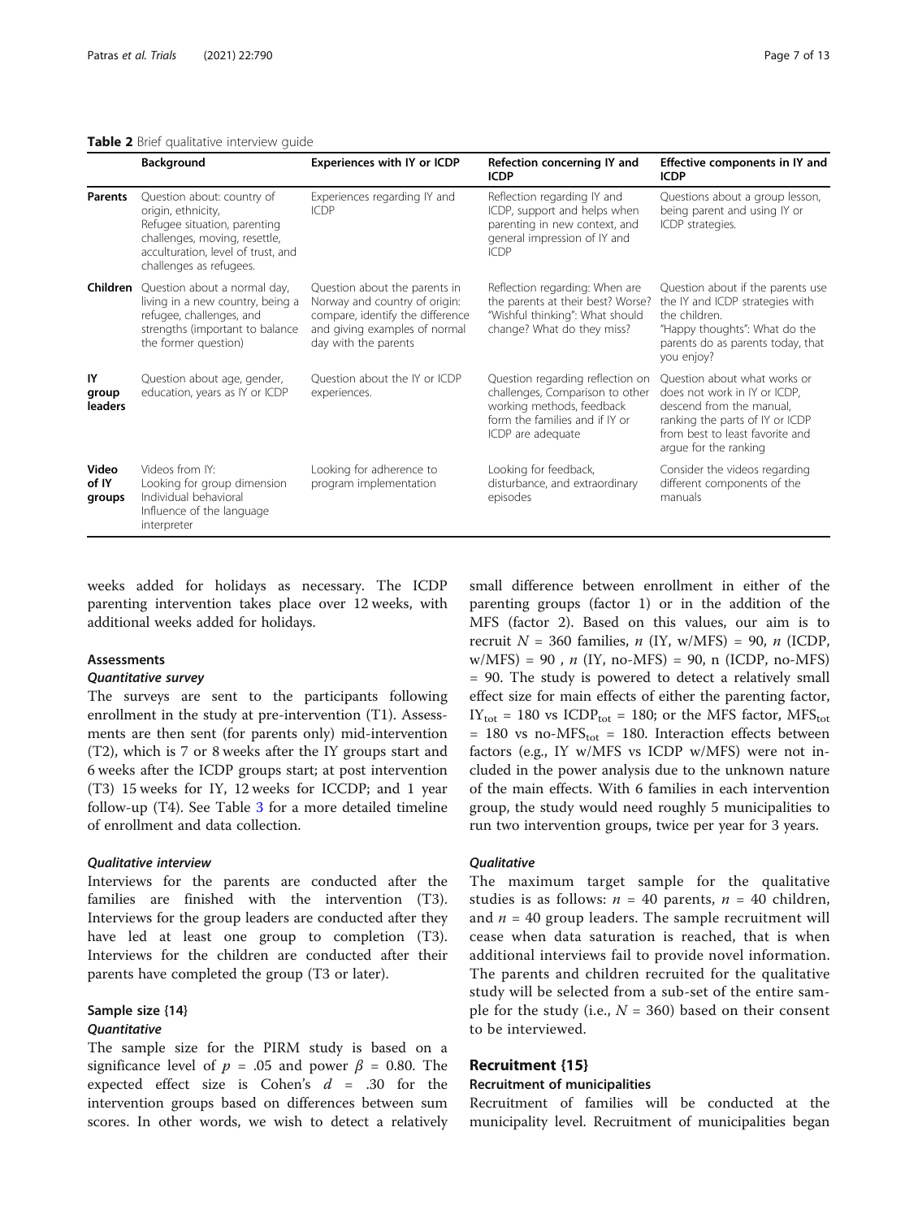**Table 2** Brief qualitative interview guide

| | Background | Experiences with IY or ICDP | Refection concerning IY and ICDP | Effective components in IY and ICDP |
|---|---|---|---|---|
| **Parents** | Question about: country of origin, ethnicity, Refugee situation, parenting challenges, moving, resettle, acculturation, level of trust, and challenges as refugees. | Experiences regarding IY and ICDP | Reflection regarding IY and ICDP, support and helps when parenting in new context, and general impression of IY and ICDP | Questions about a group lesson, being parent and using IY or ICDP strategies. |
| **Children** | Question about a normal day, living in a new country, being a refugee, challenges, and strengths (important to balance the former question) | Question about the parents in Norway and country of origin: compare, identify the difference and giving examples of normal day with the parents | Reflection regarding: When are the parents at their best? Worse? "Wishful thinking": What should change? What do they miss? | Question about if the parents use the IY and ICDP strategies with the children. "Happy thoughts": What do the parents do as parents today, that you enjoy? |
| **IY group leaders** | Question about age, gender, education, years as IY or ICDP | Question about the IY or ICDP experiences. | Question regarding reflection on challenges, Comparison to other working methods, feedback form the families and if IY or ICDP are adequate | Question about what works or does not work in IY or ICDP, descend from the manual, ranking the parts of IY or ICDP from best to least favorite and argue for the ranking |
| **Video of IY groups** | Videos from IY: Looking for group dimension Individual behavioral Influence of the language interpreter | Looking for adherence to program implementation | Looking for feedback, disturbance, and extraordinary episodes | Consider the videos regarding different components of the manuals |

weeks added for holidays as necessary. The ICDP parenting intervention takes place over 12 weeks, with additional weeks added for holidays.

### Assessments

#### *Quantitative survey*

The surveys are sent to the participants following enrollment in the study at pre-intervention (T1). Assessments are then sent (for parents only) mid-intervention (T2), which is 7 or 8 weeks after the IY groups start and 6 weeks after the ICDP groups start; at post intervention (T3) 15 weeks for IY, 12 weeks for ICCDP; and 1 year follow-up (T4). See Table 3 for a more detailed timeline of enrollment and data collection.

#### *Qualitative interview*

Interviews for the parents are conducted after the families are finished with the intervention (T3). Interviews for the group leaders are conducted after they have led at least one group to completion (T3). Interviews for the children are conducted after their parents have completed the group (T3 or later).

### Sample size {14}

#### *Quantitative*

The sample size for the PIRM study is based on a significance level of $p$ = .05 and power $\beta$ = 0.80. The expected effect size is Cohen's $d$ = .30 for the intervention groups based on differences between sum scores. In other words, we wish to detect a relatively small difference between enrollment in either of the parenting groups (factor 1) or in the addition of the MFS (factor 2). Based on this values, our aim is to recruit $N$ = 360 families, $n$ (IY, w/MFS) = 90, $n$ (ICDP, w/MFS) = 90 , $n$ (IY, no-MFS) = 90, n (ICDP, no-MFS) = 90. The study is powered to detect a relatively small effect size for main effects of either the parenting factor, $IY_{tot}$ = 180 vs $ICDP_{tot}$ = 180; or the MFS factor, $MFS_{tot}$ = 180 vs no-$MFS_{tot}$ = 180. Interaction effects between factors (e.g., IY w/MFS vs ICDP w/MFS) were not included in the power analysis due to the unknown nature of the main effects. With 6 families in each intervention group, the study would need roughly 5 municipalities to run two intervention groups, twice per year for 3 years.

#### *Qualitative*

The maximum target sample for the qualitative studies is as follows: $n$ = 40 parents, $n$ = 40 children, and $n$ = 40 group leaders. The sample recruitment will cease when data saturation is reached, that is when additional interviews fail to provide novel information. The parents and children recruited for the qualitative study will be selected from a sub-set of the entire sample for the study (i.e., $N$ = 360) based on their consent to be interviewed.

## Recruitment {15}

### Recruitment of municipalities

Recruitment of families will be conducted at the municipality level. Recruitment of municipalities began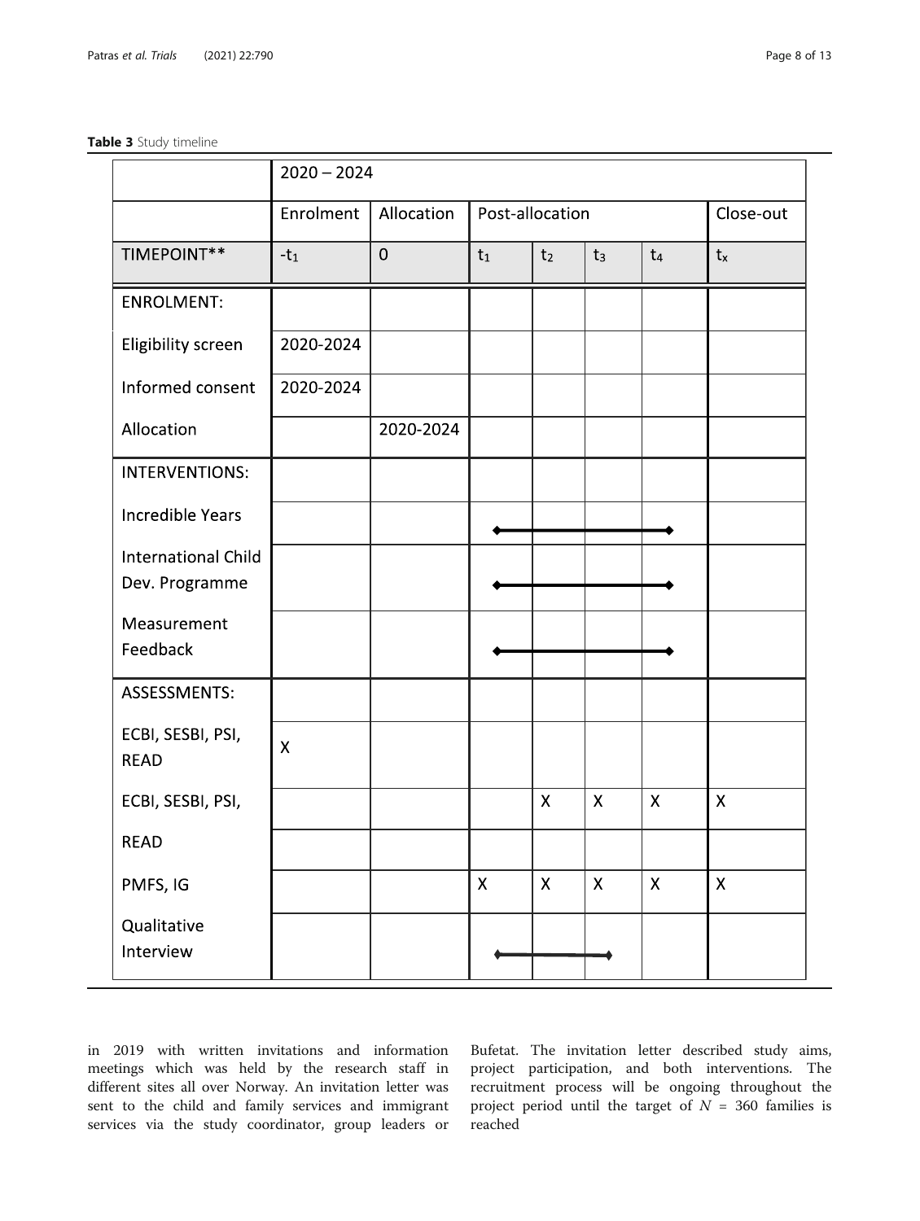**Table 3** Study timeline

| | 2020 – 2024 | | | | | | |
|---|---|---|---|---|---|---|---|
| | Enrolment | Allocation | Post-allocation | | | | Close-out |
| TIMEPOINT** | $-t_1$ | 0 | $t_1$ | $t_2$ | $t_3$ | $t_4$ | $t_x$ |
| ENROLMENT: | | | | | | | |
| Eligibility screen | 2020-2024 | | | | | | |
| Informed consent | 2020-2024 | | | | | | |
| Allocation | | 2020-2024 | | | | | |
| INTERVENTIONS: | | | | | | | |
| Incredible Years | | | ◆———— | ———— | ———— | ————◆ | |
| International Child Dev. Programme | | | ◆———— | ———— | ———— | ————◆ | |
| Measurement Feedback | | | ◆———— | ———— | ———— | ————◆ | |
| ASSESSMENTS: | | | | | | | |
| ECBI, SESBI, PSI, READ | X | | | | | | |
| ECBI, SESBI, PSI, | | | | X | X | X | X |
| READ | | | | | | | |
| PMFS, IG | | | X | X | X | X | X |
| Qualitative Interview | | | ◆———— | ———— | ————◆ | | |

in 2019 with written invitations and information meetings which was held by the research staff in different sites all over Norway. An invitation letter was sent to the child and family services and immigrant services via the study coordinator, group leaders or Bufetat. The invitation letter described study aims, project participation, and both interventions. The recruitment process will be ongoing throughout the project period until the target of $N$ = 360 families is reached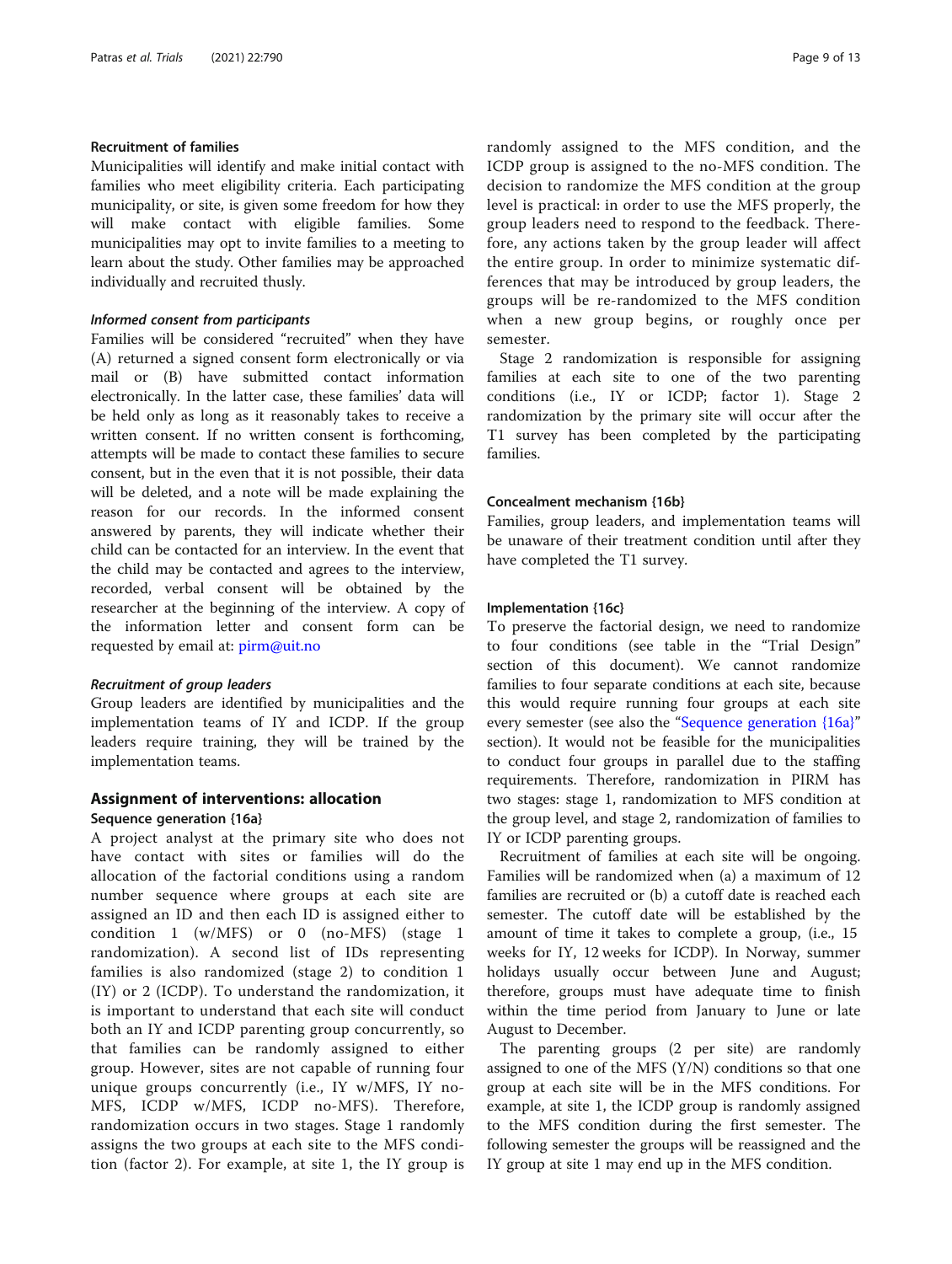### Recruitment of families

Municipalities will identify and make initial contact with families who meet eligibility criteria. Each participating municipality, or site, is given some freedom for how they will make contact with eligible families. Some municipalities may opt to invite families to a meeting to learn about the study. Other families may be approached individually and recruited thusly.

#### *Informed consent from participants*

Families will be considered "recruited" when they have (A) returned a signed consent form electronically or via mail or (B) have submitted contact information electronically. In the latter case, these families' data will be held only as long as it reasonably takes to receive a written consent. If no written consent is forthcoming, attempts will be made to contact these families to secure consent, but in the even that it is not possible, their data will be deleted, and a note will be made explaining the reason for our records. In the informed consent answered by parents, they will indicate whether their child can be contacted for an interview. In the event that the child may be contacted and agrees to the interview, recorded, verbal consent will be obtained by the researcher at the beginning of the interview. A copy of the information letter and consent form can be requested by email at: pirm@uit.no

#### *Recruitment of group leaders*

Group leaders are identified by municipalities and the implementation teams of IY and ICDP. If the group leaders require training, they will be trained by the implementation teams.

## Assignment of interventions: allocation

### Sequence generation {16a}

A project analyst at the primary site who does not have contact with sites or families will do the allocation of the factorial conditions using a random number sequence where groups at each site are assigned an ID and then each ID is assigned either to condition 1 (w/MFS) or 0 (no-MFS) (stage 1 randomization). A second list of IDs representing families is also randomized (stage 2) to condition 1 (IY) or 2 (ICDP). To understand the randomization, it is important to understand that each site will conduct both an IY and ICDP parenting group concurrently, so that families can be randomly assigned to either group. However, sites are not capable of running four unique groups concurrently (i.e., IY w/MFS, IY no-MFS, ICDP w/MFS, ICDP no-MFS). Therefore, randomization occurs in two stages. Stage 1 randomly assigns the two groups at each site to the MFS condition (factor 2). For example, at site 1, the IY group is randomly assigned to the MFS condition, and the ICDP group is assigned to the no-MFS condition. The decision to randomize the MFS condition at the group level is practical: in order to use the MFS properly, the group leaders need to respond to the feedback. Therefore, any actions taken by the group leader will affect the entire group. In order to minimize systematic differences that may be introduced by group leaders, the groups will be re-randomized to the MFS condition when a new group begins, or roughly once per semester.

Stage 2 randomization is responsible for assigning families at each site to one of the two parenting conditions (i.e., IY or ICDP; factor 1). Stage 2 randomization by the primary site will occur after the T1 survey has been completed by the participating families.

### Concealment mechanism {16b}

Families, group leaders, and implementation teams will be unaware of their treatment condition until after they have completed the T1 survey.

### Implementation {16c}

To preserve the factorial design, we need to randomize to four conditions (see table in the "Trial Design" section of this document). We cannot randomize families to four separate conditions at each site, because this would require running four groups at each site every semester (see also the "Sequence generation {16a}" section). It would not be feasible for the municipalities to conduct four groups in parallel due to the staffing requirements. Therefore, randomization in PIRM has two stages: stage 1, randomization to MFS condition at the group level, and stage 2, randomization of families to IY or ICDP parenting groups.

Recruitment of families at each site will be ongoing. Families will be randomized when (a) a maximum of 12 families are recruited or (b) a cutoff date is reached each semester. The cutoff date will be established by the amount of time it takes to complete a group, (i.e., 15 weeks for IY, 12 weeks for ICDP). In Norway, summer holidays usually occur between June and August; therefore, groups must have adequate time to finish within the time period from January to June or late August to December.

The parenting groups (2 per site) are randomly assigned to one of the MFS (Y/N) conditions so that one group at each site will be in the MFS conditions. For example, at site 1, the ICDP group is randomly assigned to the MFS condition during the first semester. The following semester the groups will be reassigned and the IY group at site 1 may end up in the MFS condition.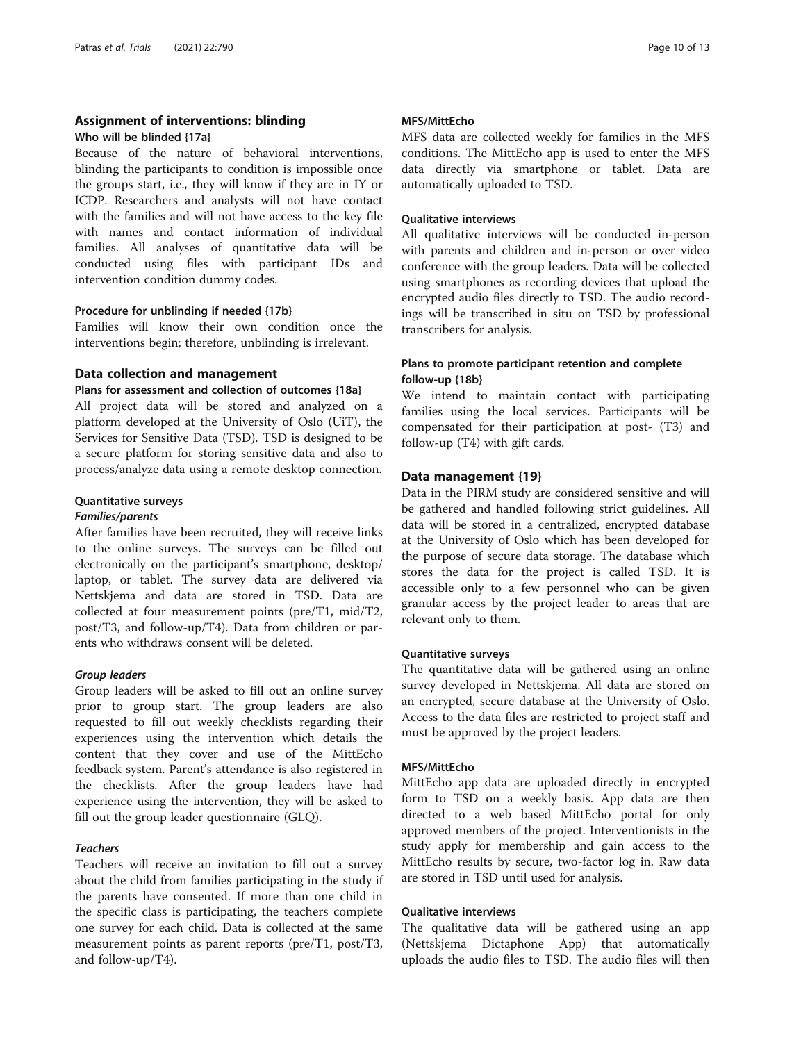## Assignment of interventions: blinding

### Who will be blinded {17a}

Because of the nature of behavioral interventions, blinding the participants to condition is impossible once the groups start, i.e., they will know if they are in IY or ICDP. Researchers and analysts will not have contact with the families and will not have access to the key file with names and contact information of individual families. All analyses of quantitative data will be conducted using files with participant IDs and intervention condition dummy codes.

### Procedure for unblinding if needed {17b}

Families will know their own condition once the interventions begin; therefore, unblinding is irrelevant.

## Data collection and management

### Plans for assessment and collection of outcomes {18a}

All project data will be stored and analyzed on a platform developed at the University of Oslo (UiT), the Services for Sensitive Data (TSD). TSD is designed to be a secure platform for storing sensitive data and also to process/analyze data using a remote desktop connection.

#### Quantitative surveys

*Families/parents*

After families have been recruited, they will receive links to the online surveys. The surveys can be filled out electronically on the participant's smartphone, desktop/laptop, or tablet. The survey data are delivered via Nettskjema and data are stored in TSD. Data are collected at four measurement points (pre/T1, mid/T2, post/T3, and follow-up/T4). Data from children or parents who withdraws consent will be deleted.

*Group leaders*

Group leaders will be asked to fill out an online survey prior to group start. The group leaders are also requested to fill out weekly checklists regarding their experiences using the intervention which details the content that they cover and use of the MittEcho feedback system. Parent's attendance is also registered in the checklists. After the group leaders have had experience using the intervention, they will be asked to fill out the group leader questionnaire (GLQ).

*Teachers*

Teachers will receive an invitation to fill out a survey about the child from families participating in the study if the parents have consented. If more than one child in the specific class is participating, the teachers complete one survey for each child. Data is collected at the same measurement points as parent reports (pre/T1, post/T3, and follow-up/T4).

#### MFS/MittEcho

MFS data are collected weekly for families in the MFS conditions. The MittEcho app is used to enter the MFS data directly via smartphone or tablet. Data are automatically uploaded to TSD.

#### Qualitative interviews

All qualitative interviews will be conducted in-person with parents and children and in-person or over video conference with the group leaders. Data will be collected using smartphones as recording devices that upload the encrypted audio files directly to TSD. The audio recordings will be transcribed in situ on TSD by professional transcribers for analysis.

### Plans to promote participant retention and complete follow-up {18b}

We intend to maintain contact with participating families using the local services. Participants will be compensated for their participation at post- (T3) and follow-up (T4) with gift cards.

## Data management {19}

Data in the PIRM study are considered sensitive and will be gathered and handled following strict guidelines. All data will be stored in a centralized, encrypted database at the University of Oslo which has been developed for the purpose of secure data storage. The database which stores the data for the project is called TSD. It is accessible only to a few personnel who can be given granular access by the project leader to areas that are relevant only to them.

#### Quantitative surveys

The quantitative data will be gathered using an online survey developed in Nettskjema. All data are stored on an encrypted, secure database at the University of Oslo. Access to the data files are restricted to project staff and must be approved by the project leaders.

#### MFS/MittEcho

MittEcho app data are uploaded directly in encrypted form to TSD on a weekly basis. App data are then directed to a web based MittEcho portal for only approved members of the project. Interventionists in the study apply for membership and gain access to the MittEcho results by secure, two-factor log in. Raw data are stored in TSD until used for analysis.

#### Qualitative interviews

The qualitative data will be gathered using an app (Nettskjema Dictaphone App) that automatically uploads the audio files to TSD. The audio files will then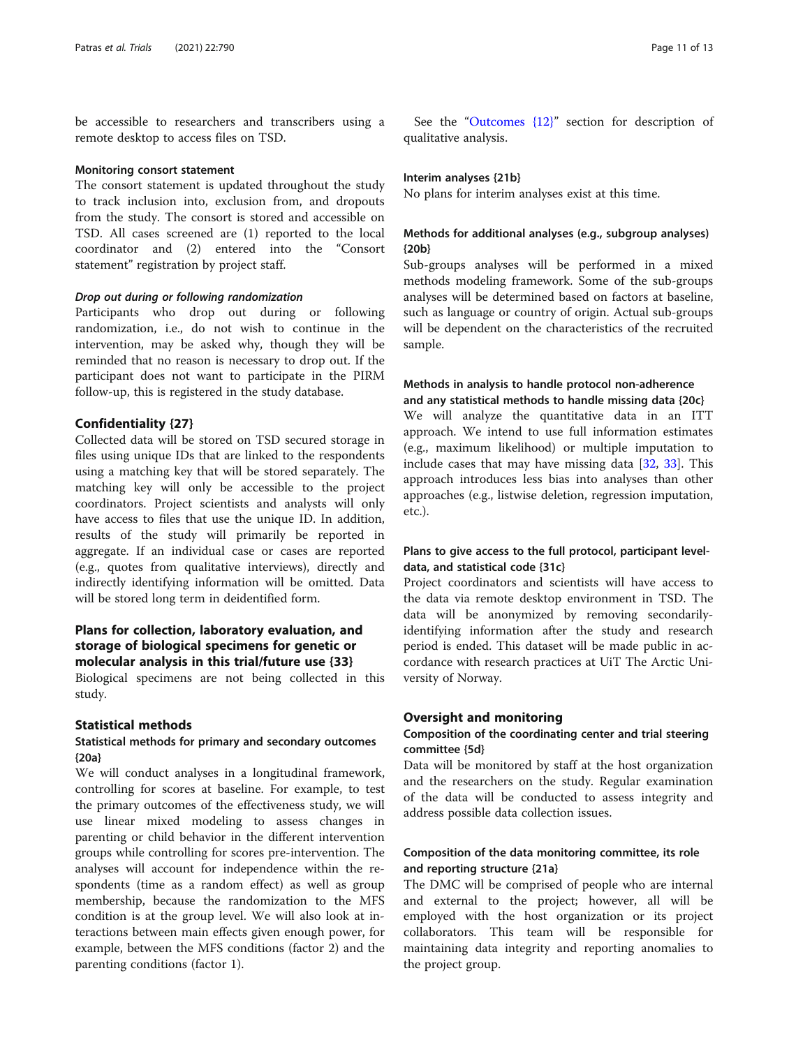be accessible to researchers and transcribers using a remote desktop to access files on TSD.

#### Monitoring consort statement

The consort statement is updated throughout the study to track inclusion into, exclusion from, and dropouts from the study. The consort is stored and accessible on TSD. All cases screened are (1) reported to the local coordinator and (2) entered into the "Consort statement" registration by project staff.

##### *Drop out during or following randomization*

Participants who drop out during or following randomization, i.e., do not wish to continue in the intervention, may be asked why, though they will be reminded that no reason is necessary to drop out. If the participant does not want to participate in the PIRM follow-up, this is registered in the study database.

## Confidentiality {27}

Collected data will be stored on TSD secured storage in files using unique IDs that are linked to the respondents using a matching key that will be stored separately. The matching key will only be accessible to the project coordinators. Project scientists and analysts will only have access to files that use the unique ID. In addition, results of the study will primarily be reported in aggregate. If an individual case or cases are reported (e.g., quotes from qualitative interviews), directly and indirectly identifying information will be omitted. Data will be stored long term in deidentified form.

## Plans for collection, laboratory evaluation, and storage of biological specimens for genetic or molecular analysis in this trial/future use {33}

Biological specimens are not being collected in this study.

## Statistical methods

### Statistical methods for primary and secondary outcomes {20a}

We will conduct analyses in a longitudinal framework, controlling for scores at baseline. For example, to test the primary outcomes of the effectiveness study, we will use linear mixed modeling to assess changes in parenting or child behavior in the different intervention groups while controlling for scores pre-intervention. The analyses will account for independence within the respondents (time as a random effect) as well as group membership, because the randomization to the MFS condition is at the group level. We will also look at interactions between main effects given enough power, for example, between the MFS conditions (factor 2) and the parenting conditions (factor 1).

See the "Outcomes {12}" section for description of qualitative analysis.

### Interim analyses {21b}

No plans for interim analyses exist at this time.

### Methods for additional analyses (e.g., subgroup analyses) {20b}

Sub-groups analyses will be performed in a mixed methods modeling framework. Some of the sub-groups analyses will be determined based on factors at baseline, such as language or country of origin. Actual sub-groups will be dependent on the characteristics of the recruited sample.

### Methods in analysis to handle protocol non-adherence and any statistical methods to handle missing data {20c}

We will analyze the quantitative data in an ITT approach. We intend to use full information estimates (e.g., maximum likelihood) or multiple imputation to include cases that may have missing data [32, 33]. This approach introduces less bias into analyses than other approaches (e.g., listwise deletion, regression imputation, etc.).

### Plans to give access to the full protocol, participant level-data, and statistical code {31c}

Project coordinators and scientists will have access to the data via remote desktop environment in TSD. The data will be anonymized by removing secondarily-identifying information after the study and research period is ended. This dataset will be made public in accordance with research practices at UiT The Arctic University of Norway.

## Oversight and monitoring

### Composition of the coordinating center and trial steering committee {5d}

Data will be monitored by staff at the host organization and the researchers on the study. Regular examination of the data will be conducted to assess integrity and address possible data collection issues.

### Composition of the data monitoring committee, its role and reporting structure {21a}

The DMC will be comprised of people who are internal and external to the project; however, all will be employed with the host organization or its project collaborators. This team will be responsible for maintaining data integrity and reporting anomalies to the project group.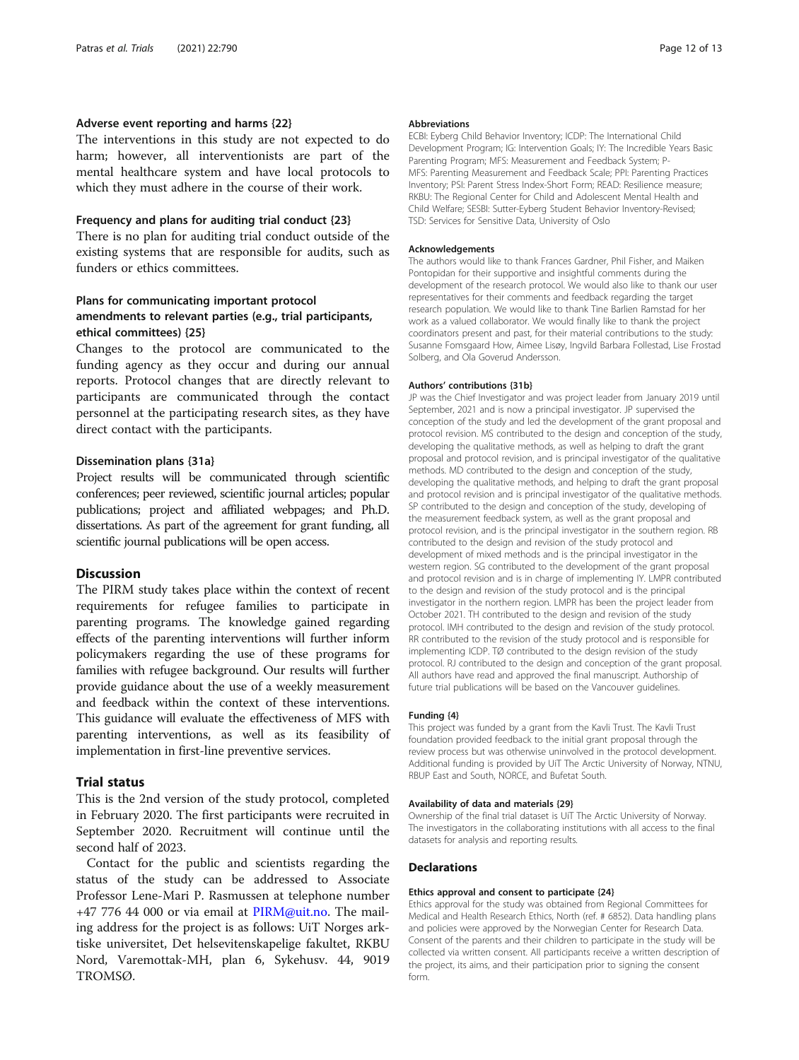### Adverse event reporting and harms {22}

The interventions in this study are not expected to do harm; however, all interventionists are part of the mental healthcare system and have local protocols to which they must adhere in the course of their work.

### Frequency and plans for auditing trial conduct {23}

There is no plan for auditing trial conduct outside of the existing systems that are responsible for audits, such as funders or ethics committees.

### Plans for communicating important protocol amendments to relevant parties (e.g., trial participants, ethical committees) {25}

Changes to the protocol are communicated to the funding agency as they occur and during our annual reports. Protocol changes that are directly relevant to participants are communicated through the contact personnel at the participating research sites, as they have direct contact with the participants.

### Dissemination plans {31a}

Project results will be communicated through scientific conferences; peer reviewed, scientific journal articles; popular publications; project and affiliated webpages; and Ph.D. dissertations. As part of the agreement for grant funding, all scientific journal publications will be open access.

## Discussion

The PIRM study takes place within the context of recent requirements for refugee families to participate in parenting programs. The knowledge gained regarding effects of the parenting interventions will further inform policymakers regarding the use of these programs for families with refugee background. Our results will further provide guidance about the use of a weekly measurement and feedback within the context of these interventions. This guidance will evaluate the effectiveness of MFS with parenting interventions, as well as its feasibility of implementation in first-line preventive services.

## Trial status

This is the 2nd version of the study protocol, completed in February 2020. The first participants were recruited in September 2020. Recruitment will continue until the second half of 2023.

Contact for the public and scientists regarding the status of the study can be addressed to Associate Professor Lene-Mari P. Rasmussen at telephone number +47 776 44 000 or via email at PIRM@uit.no. The mailing address for the project is as follows: UiT Norges arktiske universitet, Det helsevitenskapelige fakultet, RKBU Nord, Varemottak-MH, plan 6, Sykehusv. 44, 9019 TROMSØ.

#### Abbreviations

ECBI: Eyberg Child Behavior Inventory; ICDP: The International Child Development Program; IG: Intervention Goals; IY: The Incredible Years Basic Parenting Program; MFS: Measurement and Feedback System; P-MFS: Parenting Measurement and Feedback Scale; PPI: Parenting Practices Inventory; PSI: Parent Stress Index-Short Form; READ: Resilience measure; RKBU: The Regional Center for Child and Adolescent Mental Health and Child Welfare; SESBI: Sutter-Eyberg Student Behavior Inventory-Revised; TSD: Services for Sensitive Data, University of Oslo

#### Acknowledgements

The authors would like to thank Frances Gardner, Phil Fisher, and Maiken Pontopidan for their supportive and insightful comments during the development of the research protocol. We would also like to thank our user representatives for their comments and feedback regarding the target research population. We would like to thank Tine Barlien Ramstad for her work as a valued collaborator. We would finally like to thank the project coordinators present and past, for their material contributions to the study: Susanne Fomsgaard How, Aimee Lisøy, Ingvild Barbara Follestad, Lise Frostad Solberg, and Ola Goverud Andersson.

#### Authors' contributions {31b}

JP was the Chief Investigator and was project leader from January 2019 until September, 2021 and is now a principal investigator. JP supervised the conception of the study and led the development of the grant proposal and protocol revision. MS contributed to the design and conception of the study, developing the qualitative methods, as well as helping to draft the grant proposal and protocol revision, and is principal investigator of the qualitative methods. MD contributed to the design and conception of the study, developing the qualitative methods, and helping to draft the grant proposal and protocol revision and is principal investigator of the qualitative methods. SP contributed to the design and conception of the study, developing of the measurement feedback system, as well as the grant proposal and protocol revision, and is the principal investigator in the southern region. RB contributed to the design and revision of the study protocol and development of mixed methods and is the principal investigator in the western region. SG contributed to the development of the grant proposal and protocol revision and is in charge of implementing IY. LMPR contributed to the design and revision of the study protocol and is the principal investigator in the northern region. LMPR has been the project leader from October 2021. TH contributed to the design and revision of the study protocol. IMH contributed to the design and revision of the study protocol. RR contributed to the revision of the study protocol and is responsible for implementing ICDP. TØ contributed to the design revision of the study protocol. RJ contributed to the design and conception of the grant proposal. All authors have read and approved the final manuscript. Authorship of future trial publications will be based on the Vancouver guidelines.

#### Funding {4}

This project was funded by a grant from the Kavli Trust. The Kavli Trust foundation provided feedback to the initial grant proposal through the review process but was otherwise uninvolved in the protocol development. Additional funding is provided by UiT The Arctic University of Norway, NTNU, RBUP East and South, NORCE, and Bufetat South.

#### Availability of data and materials {29}

Ownership of the final trial dataset is UiT The Arctic University of Norway. The investigators in the collaborating institutions with all access to the final datasets for analysis and reporting results.

## Declarations

#### Ethics approval and consent to participate {24}

Ethics approval for the study was obtained from Regional Committees for Medical and Health Research Ethics, North (ref. # 6852). Data handling plans and policies were approved by the Norwegian Center for Research Data. Consent of the parents and their children to participate in the study will be collected via written consent. All participants receive a written description of the project, its aims, and their participation prior to signing the consent form.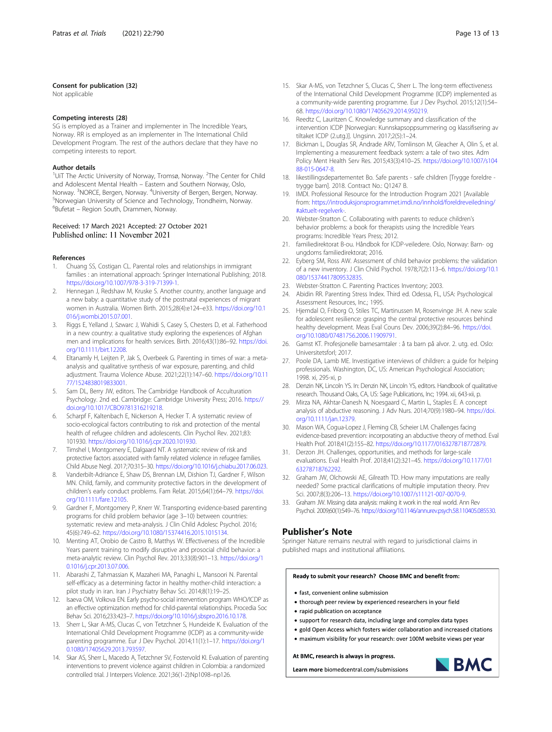### Consent for publication {32}

Not applicable

### Competing interests {28}

SG is employed as a Trainer and implementer in The Incredible Years, Norway. RR is employed as an implementer in The International Child Development Program. The rest of the authors declare that they have no competing interests to report.

### Author details

[1]UiT The Arctic University of Norway, Tromsø, Norway. [2]The Center for Child and Adolescent Mental Health – Eastern and Southern Norway, Oslo, Norway. [3]NORCE, Bergen, Norway. [4]University of Bergen, Bergen, Norway. [5]Norwegian University of Science and Technology, Trondheim, Norway. [6]Bufetat – Region South, Drammen, Norway.

Received: 17 March 2021 Accepted: 27 October 2021
Published online: 11 November 2021

### References

1. Chuang SS, Costigan CL. Parental roles and relationships in immigrant families : an international approach: Springer International Publishing; 2018. https://doi.org/10.1007/978-3-319-71399-1.
2. Hennegan J, Redshaw M, Kruske S. Another country, another language and a new baby: a quantitative study of the postnatal experiences of migrant women in Australia. Women Birth. 2015;28(4):e124–e33. https://doi.org/10.1016/j.wombi.2015.07.001.
3. Riggs E, Yelland J, Szwarc J, Wahidi S, Casey S, Chesters D, et al. Fatherhood in a new country: a qualitative study exploring the experiences of Afghan men and implications for health services. Birth. 2016;43(1):86–92. https://doi.org/10.1111/birt.12208.
4. Eltanamly H, Leijten P, Jak S, Overbeek G. Parenting in times of war: a meta-analysis and qualitative synthesis of war exposure, parenting, and child adjustment. Trauma Violence Abuse. 2021;22(1):147–60. https://doi.org/10.1177/1524838019833001.
5. Sam DL, Berry JW, editors. The Cambridge Handbook of Acculturation Psychology. 2nd ed. Cambridge: Cambridge University Press; 2016. https://doi.org/10.1017/CBO9781316219218.
6. Scharpf F, Kaltenbach E, Nickerson A, Hecker T. A systematic review of socio-ecological factors contributing to risk and protection of the mental health of refugee children and adolescents. Clin Psychol Rev. 2021;83:101930. https://doi.org/10.1016/j.cpr.2020.101930.
7. Timshel I, Montgomery E, Dalgaard NT. A systematic review of risk and protective factors associated with family related violence in refugee families. Child Abuse Negl. 2017;70:315–30. https://doi.org/10.1016/j.chiabu.2017.06.023.
8. Vanderbilt-Adriance E, Shaw DS, Brennan LM, Dishion TJ, Gardner F, Wilson MN. Child, family, and community protective factors in the development of children's early conduct problems. Fam Relat. 2015;64(1):64–79. https://doi.org/10.1111/fare.12105.
9. Gardner F, Montgomery P, Knerr W. Transporting evidence-based parenting programs for child problem behavior (age 3–10) between countries: systematic review and meta-analysis. J Clin Child Adolesc Psychol. 2016;45(6):749–62. https://doi.org/10.1080/15374416.2015.1015134.
10. Menting AT, Orobio de Castro B, Matthys W. Effectiveness of the Incredible Years parent training to modify disruptive and prosocial child behavior: a meta-analytic review. Clin Psychol Rev. 2013;33(8):901–13. https://doi.org/10.1016/j.cpr.2013.07.006.
11. Abarashi Z, Tahmassian K, Mazaheri MA, Panaghi L, Mansoori N. Parental self-efficacy as a determining factor in healthy mother-child interaction: a pilot study in iran. Iran J Psychiatry Behav Sci. 2014;8(1):19–25.
12. Isaeva OM, Volkova EN. Early psycho-social intervention program WHO/ICDP as an effective optimization method for child-parental relationships. Procedia Soc Behav Sci. 2016;233:423–7. https://doi.org/10.1016/j.sbspro.2016.10.178.
13. Sherr L, Skar A-MS, Clucas C, von Tetzchner S, Hundeide K. Evaluation of the International Child Development Programme (ICDP) as a community-wide parenting programme. Eur J Dev Psychol. 2014;11(1):1–17. https://doi.org/10.1080/17405629.2013.793597.
14. Skar AS, Sherr L, Macedo A, Tetzchner SV, Fostervold KI. Evaluation of parenting interventions to prevent violence against children in Colombia: a randomized controlled trial. J Interpers Violence. 2021;36(1-2):Np1098–np126.
15. Skar A-MS, von Tetzchner S, Clucas C, Sherr L. The long-term effectiveness of the International Child Development Programme (ICDP) implemented as a community-wide parenting programme. Eur J Dev Psychol. 2015;12(1):54–68. https://doi.org/10.1080/17405629.2014.950219.
16. Reedtz C, Lauritzen C. Knowledge summary and classification of the intervention ICDP [Norwegian: Kunnskapsoppsummering og klassifisering av tiltaket ICDP (2.utg.)]. Ungsinn. 2017;2(5):1–24.
17. Bickman L, Douglas SR, Andrade ARV, Tomlinson M, Gleacher A, Olin S, et al. Implementing a measurement feedback system: a tale of two sites. Adm Policy Ment Health Serv Res. 2015;43(3):410–25. https://doi.org/10.1007/s10488-015-0647-8.
18. likestillingsdepartementet Bo. Safe parents - safe children [Trygge foreldre - trygge barn]. 2018. Contract No.: Q1247 B.
19. IMDI. Professional Resource for the Introduction Program 2021 [Available from: https://introduksjonsprogrammet.imdi.no/innhold/foreldreveiledning/#aktuelt-regelverk-.
20. Webster-Stratton C. Collaborating with parents to reduce children's behavior problems: a book for therapists using the Incredible Years programs: Incredible Years Press; 2012.
21. familiedirektorat B-ou. Håndbok for ICDP-veiledere. Oslo, Norway: Barn- og ungdoms familiedirektorat; 2016.
22. Eyberg SM, Ross AW. Assessment of child behavior problems: the validation of a new inventory. J Clin Child Psychol. 1978;7(2):113–6. https://doi.org/10.1080/15374417809532835.
23. Webster-Stratton C. Parenting Practices Inventory; 2003.
24. Abidin RR. Parenting Stress Index. Third ed. Odessa, FL, USA: Psychological Assessment Resources, Inc.; 1995.
25. Hjemdal O, Friborg O, Stiles TC, Martinussen M, Rosenvinge JH. A new scale for adolescent resilience: grasping the central protective resources behind healthy development. Meas Eval Couns Dev. 2006;39(2):84–96. https://doi.org/10.1080/07481756.2006.11909791.
26. Gamst KT. Profesjonelle barnesamtaler : å ta barn på alvor. 2. utg. ed. Oslo: Universitetsforl; 2017.
27. Poole DA, Lamb ME. Investigative interviews of children: a guide for helping professionals. Washington, DC, US: American Psychological Association; 1998. xi, 295-xi, p.
28. Denzin NK, Lincoln YS. In: Denzin NK, Lincoln YS, editors. Handbook of qualitative research. Thousand Oaks, CA, US: Sage Publications, Inc; 1994. xii, 643-xii, p.
29. Mirza NA, Akhtar-Danesh N, Noesgaard C, Martin L, Staples E. A concept analysis of abductive reasoning. J Adv Nurs. 2014;70(9):1980–94. https://doi.org/10.1111/jan.12379.
30. Mason WA, Cogua-Lopez J, Fleming CB, Scheier LM. Challenges facing evidence-based prevention: incorporating an abductive theory of method. Eval Health Prof. 2018;41(2):155–82. https://doi.org/10.1177/0163278718772879.
31. Derzon JH. Challenges, opportunities, and methods for large-scale evaluations. Eval Health Prof. 2018;41(2):321–45. https://doi.org/10.1177/0163278718762292.
32. Graham JW, Olchowski AE, Gilreath TD. How many imputations are really needed? Some practical clarifications of multiple imputation theory. Prev Sci. 2007;8(3):206–13. https://doi.org/10.1007/s11121-007-0070-9.
33. Graham JW. Missing data analysis: making it work in the real world. Ann Rev Psychol. 2009;60(1):549–76. https://doi.org/10.1146/annurev.psych.58.110405.085530.

## Publisher's Note

Springer Nature remains neutral with regard to jurisdictional claims in published maps and institutional affiliations.

**Ready to submit your research? Choose BMC and benefit from:**

- fast, convenient online submission
- thorough peer review by experienced researchers in your field
- rapid publication on acceptance
- support for research data, including large and complex data types
- gold Open Access which fosters wider collaboration and increased citations
- maximum visibility for your research: over 100M website views per year

**At BMC, research is always in progress.**

**Learn more** biomedcentral.com/submissions